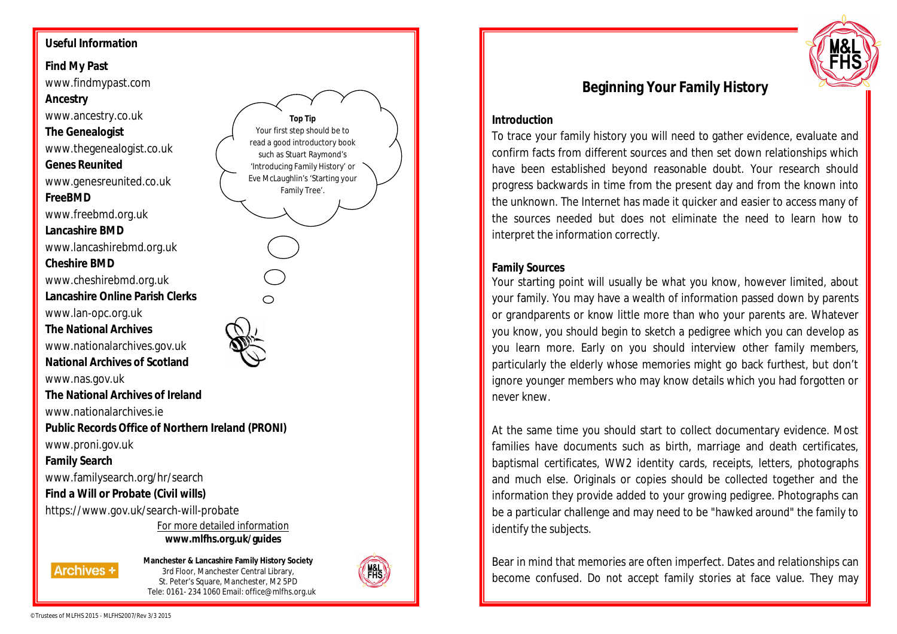## Useful Information

**Find My Past**
www.findmypast.com

**Ancestry**
www.ancestry.co.uk

**The Genealogist**
www.thegenealogist.co.uk

**Genes Reunited**
www.genesreunited.co.uk

**FreeBMD**
www.freebmd.org.uk

**Lancashire BMD**
www.lancashirebmd.org.uk

**Cheshire BMD**
www.cheshirebmd.org.uk

**Lancashire Online Parish Clerks**
www.lan-opc.org.uk

**The National Archives**
www.nationalarchives.gov.uk

**National Archives of Scotland**
www.nas.gov.uk

**The National Archives of Ireland**
www.nationalarchives.ie

**Public Records Office of Northern Ireland (PRONI)**
www.proni.gov.uk

**Family Search**
www.familysearch.org/hr/search

**Find a Will or Probate (Civil wills)**
https://www.gov.uk/search-will-probate

**Top Tip**
Your first step should be to read a good introductory book such as Stuart Raymond's 'Introducing Family History' or Eve McLaughlin's 'Starting your Family Tree'.

For more detailed information
**www.mlfhs.org.uk/guides**

Archives +

**Manchester & Lancashire Family History Society**
3rd Floor, Manchester Central Library,
St. Peter's Square, Manchester, M2 5PD
Tele: 0161- 234 1060 Email: office@mlfhs.org.uk

© Trustees of MLFHS 2015 - MLFHS2007/Rev 3/3 2015

# Beginning Your Family History

### Introduction

To trace your family history you will need to gather evidence, evaluate and confirm facts from different sources and then set down relationships which have been established beyond reasonable doubt. Your research should progress backwards in time from the present day and from the known into the unknown. The Internet has made it quicker and easier to access many of the sources needed but does not eliminate the need to learn how to interpret the information correctly.

### Family Sources

Your starting point will usually be what you know, however limited, about your family. You may have a wealth of information passed down by parents or grandparents or know little more than who your parents are. Whatever you know, you should begin to sketch a pedigree which you can develop as you learn more. Early on you should interview other family members, particularly the elderly whose memories might go back furthest, but don't ignore younger members who may know details which you had forgotten or never knew.

At the same time you should start to collect documentary evidence. Most families have documents such as birth, marriage and death certificates, baptismal certificates, WW2 identity cards, receipts, letters, photographs and much else. Originals or copies should be collected together and the information they provide added to your growing pedigree. Photographs can be a particular challenge and may need to be "hawked around" the family to identify the subjects.

Bear in mind that memories are often imperfect. Dates and relationships can become confused. Do not accept family stories at face value. They may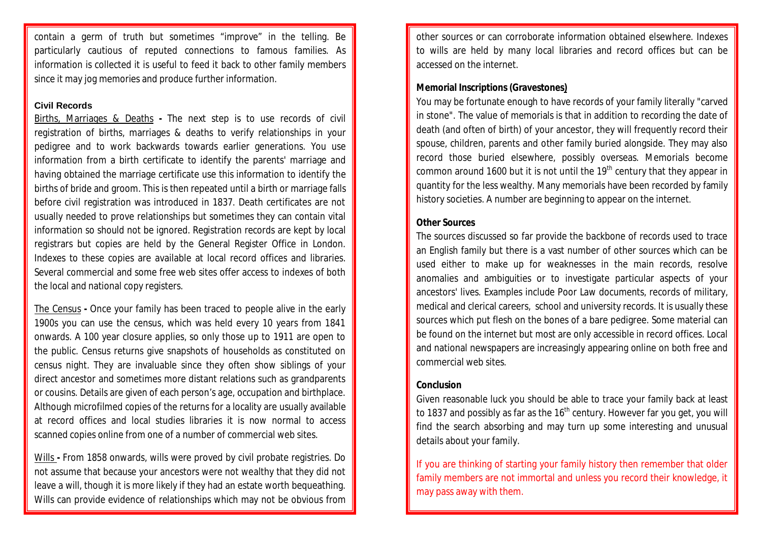contain a germ of truth but sometimes "improve" in the telling. Be particularly cautious of reputed connections to famous families. As information is collected it is useful to feed it back to other family members since it may jog memories and produce further information.

### Civil Records

Births, Marriages & Deaths - The next step is to use records of civil registration of births, marriages & deaths to verify relationships in your pedigree and to work backwards towards earlier generations. You use information from a birth certificate to identify the parents' marriage and having obtained the marriage certificate use this information to identify the births of bride and groom. This is then repeated until a birth or marriage falls before civil registration was introduced in 1837. Death certificates are not usually needed to prove relationships but sometimes they can contain vital information so should not be ignored. Registration records are kept by local registrars but copies are held by the General Register Office in London. Indexes to these copies are available at local record offices and libraries. Several commercial and some free web sites offer access to indexes of both the local and national copy registers.

The Census - Once your family has been traced to people alive in the early 1900s you can use the census, which was held every 10 years from 1841 onwards. A 100 year closure applies, so only those up to 1911 are open to the public. Census returns give snapshots of households as constituted on census night. They are invaluable since they often show siblings of your direct ancestor and sometimes more distant relations such as grandparents or cousins. Details are given of each person's age, occupation and birthplace. Although microfilmed copies of the returns for a locality are usually available at record offices and local studies libraries it is now normal to access scanned copies online from one of a number of commercial web sites.

Wills - From 1858 onwards, wills were proved by civil probate registries. Do not assume that because your ancestors were not wealthy that they did not leave a will, though it is more likely if they had an estate worth bequeathing. Wills can provide evidence of relationships which may not be obvious from other sources or can corroborate information obtained elsewhere. Indexes to wills are held by many local libraries and record offices but can be accessed on the internet.

### Memorial Inscriptions (Gravestones)

You may be fortunate enough to have records of your family literally "carved in stone". The value of memorials is that in addition to recording the date of death (and often of birth) of your ancestor, they will frequently record their spouse, children, parents and other family buried alongside. They may also record those buried elsewhere, possibly overseas. Memorials become common around 1600 but it is not until the 19th century that they appear in quantity for the less wealthy. Many memorials have been recorded by family history societies. A number are beginning to appear on the internet.

### Other Sources

The sources discussed so far provide the backbone of records used to trace an English family but there is a vast number of other sources which can be used either to make up for weaknesses in the main records, resolve anomalies and ambiguities or to investigate particular aspects of your ancestors' lives. Examples include Poor Law documents, records of military, medical and clerical careers, school and university records. It is usually these sources which put flesh on the bones of a bare pedigree. Some material can be found on the internet but most are only accessible in record offices. Local and national newspapers are increasingly appearing online on both free and commercial web sites.

### Conclusion

Given reasonable luck you should be able to trace your family back at least to 1837 and possibly as far as the 16th century. However far you get, you will find the search absorbing and may turn up some interesting and unusual details about your family.

If you are thinking of starting your family history then remember that older family members are not immortal and unless you record their knowledge, it may pass away with them.